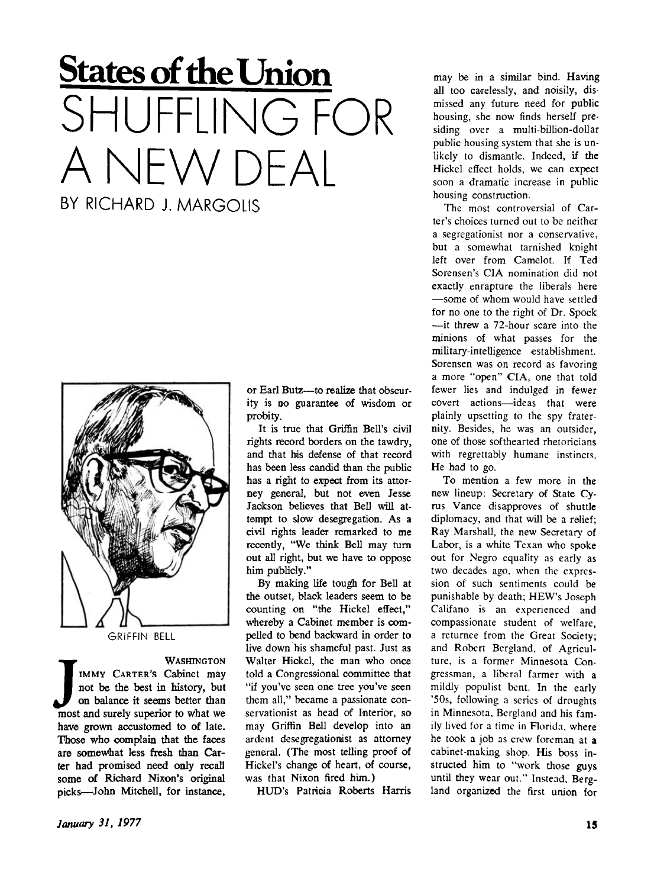# States of the Union

# SHUFFLING FOR A NEW DEAL

BY RICHARD J. MARGOLIS

GRIFFIN BELL

WASHINGTON

JIMMY CARTER'S Cabinet may not be the best in history, but on balance it seems better than most and surely superior to what we have grown accustomed to of late. Those who complain that the faces are somewhat less fresh than Carter had promised need only recall some of Richard Nixon's original picks—John Mitchell, for instance, or Earl Butz—to realize that obscurity is no guarantee of wisdom or probity.

It is true that Griffin Bell's civil rights record borders on the tawdry, and that his defense of that record has been less candid than the public has a right to expect from its attorney general, but not even Jesse Jackson believes that Bell will attempt to slow desegregation. As a civil rights leader remarked to me recently, "We think Bell may turn out all right, but we have to oppose him publicly."

By making life tough for Bell at the outset, black leaders seem to be counting on "the Hickel effect," whereby a Cabinet member is compelled to bend backward in order to live down his shameful past. Just as Walter Hickel, the man who once told a Congressional committee that "if you've seen one tree you've seen them all," became a passionate conservationist as head of Interior, so may Griffin Bell develop into an ardent desegregationist as attorney general. (The most telling proof of Hickel's change of heart, of course, was that Nixon fired him.)

HUD's Patricia Roberts Harris may be in a similar bind. Having all too carelessly, and noisily, dismissed any future need for public housing, she now finds herself presiding over a multi-billion-dollar public housing system that she is unlikely to dismantle. Indeed, if the Hickel effect holds, we can expect soon a dramatic increase in public housing construction.

The most controversial of Carter's choices turned out to be neither a segregationist nor a conservative, but a somewhat tarnished knight left over from Camelot. If Ted Sorensen's CIA nomination did not exactly enrapture the liberals here—some of whom would have settled for no one to the right of Dr. Spock—it threw a 72-hour scare into the minions of what passes for the military-intelligence establishment. Sorensen was on record as favoring a more "open" CIA, one that told fewer lies and indulged in fewer covert actions—ideas that were plainly upsetting to the spy fraternity. Besides, he was an outsider, one of those softhearted rhetoricians with regrettably humane instincts. He had to go.

To mention a few more in the new lineup: Secretary of State Cyrus Vance disapproves of shuttle diplomacy, and that will be a relief; Ray Marshall, the new Secretary of Labor, is a white Texan who spoke out for Negro equality as early as two decades ago, when the expression of such sentiments could be punishable by death; HEW's Joseph Califano is an experienced and compassionate student of welfare, a returnee from the Great Society; and Robert Bergland, of Agriculture, is a former Minnesota Congressman, a liberal farmer with a mildly populist bent. In the early '50s, following a series of droughts in Minnesota, Bergland and his family lived for a time in Florida, where he took a job as crew foreman at a cabinet-making shop. His boss instructed him to "work those guys until they wear out." Instead, Bergland organized the first union for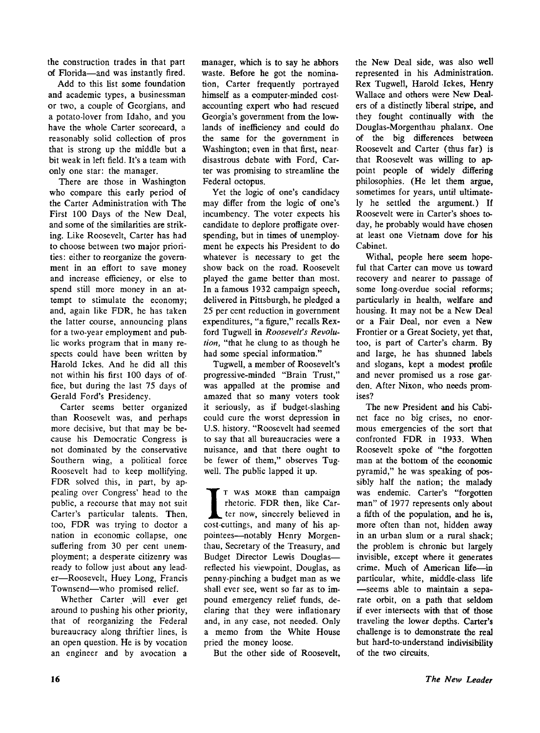the construction trades in that part of Florida—and was instantly fired.

Add to this list some foundation and academic types, a businessman or two, a couple of Georgians, and a potato-lover from Idaho, and you have the whole Carter scorecard, a reasonably solid collection of pros that is strong up the middle but a bit weak in left field. It's a team with only one star: the manager.

There are those in Washington who compare this early period of the Carter Administration with The First 100 Days of the New Deal, and some of the similarities are striking. Like Roosevelt, Carter has had to choose between two major priorities: either to reorganize the government in an effort to save money and increase efficiency, or else to spend still more money in an attempt to stimulate the economy; and, again like FDR, he has taken the latter course, announcing plans for a two-year employment and public works program that in many respects could have been written by Harold Ickes. And he did all this not within his first 100 days of office, but during the last 75 days of Gerald Ford's Presidency.

Carter seems better organized than Roosevelt was, and perhaps more decisive, but that may be because his Democratic Congress is not dominated by the conservative Southern wing, a political force Roosevelt had to keep mollifying. FDR solved this, in part, by appealing over Congress' head to the public, a recourse that may not suit Carter's particular talents. Then, too, FDR was trying to doctor a nation in economic collapse, one suffering from 30 per cent unemployment; a desperate citizenry was ready to follow just about any leader—Roosevelt, Huey Long, Francis Townsend—who promised relief.

Whether Carter will ever get around to pushing his other priority, that of reorganizing the Federal bureaucracy along thriftier lines, is an open question. He is by vocation an engineer and by avocation a manager, which is to say he abhors waste. Before he got the nomination, Carter frequently portrayed himself as a computer-minded cost-accounting expert who had rescued Georgia's government from the lowlands of inefficiency and could do the same for the government in Washington; even in that first, near-disastrous debate with Ford, Carter was promising to streamline the Federal octopus.

Yet the logic of one's candidacy may differ from the logic of one's incumbency. The voter expects his candidate to deplore profligate overspending, but in times of unemployment he expects his President to do whatever is necessary to get the show back on the road. Roosevelt played the game better than most. In a famous 1932 campaign speech, delivered in Pittsburgh, he pledged a 25 per cent reduction in government expenditures, "a figure," recalls Rexford Tugwell in *Roosevelt's Revolution,* "that he clung to as though he had some special information."

Tugwell, a member of Roosevelt's progressive-minded "Brain Trust," was appalled at the promise and amazed that so many voters took it seriously, as if budget-slashing could cure the worst depression in U.S. history. "Roosevelt had seemed to say that all bureaucracies were a nuisance, and that there ought to be fewer of them," observes Tugwell. The public lapped it up.

It was more than campaign rhetoric. FDR then, like Carter now, sincerely believed in cost-cuttings, and many of his appointees—notably Henry Morgenthau, Secretary of the Treasury, and Budget Director Lewis Douglas—reflected his viewpoint. Douglas, as penny-pinching a budget man as we shall ever see, went so far as to impound emergency relief funds, declaring that they were inflationary and, in any case, not needed. Only a memo from the White House pried the money loose.

But the other side of Roosevelt, the New Deal side, was also well represented in his Administration. Rex Tugwell, Harold Ickes, Henry Wallace and others were New Dealers of a distinctly liberal stripe, and they fought continually with the Douglas-Morgenthau phalanx. One of the big differences between Roosevelt and Carter (thus far) is that Roosevelt was willing to appoint people of widely differing philosophies. (He let them argue, sometimes for years, until ultimately he settled the argument.) If Roosevelt were in Carter's shoes today, he probably would have chosen at least one Vietnam dove for his Cabinet.

Withal, people here seem hopeful that Carter can move us toward recovery and nearer to passage of some long-overdue social reforms; particularly in health, welfare and housing. It may not be a New Deal or a Fair Deal, nor even a New Frontier or a Great Society, yet that, too, is part of Carter's charm. By and large, he has shunned labels and slogans, kept a modest profile and never promised us a rose garden. After Nixon, who needs promises?

The new President and his Cabinet face no big crises, no enormous emergencies of the sort that confronted FDR in 1933. When Roosevelt spoke of "the forgotten man at the bottom of the economic pyramid," he was speaking of possibly half the nation; the malady was endemic. Carter's "forgotten man" of 1977 represents only about a fifth of the population, and he is, more often than not, hidden away in an urban slum or a rural shack; the problem is chronic but largely invisible, except where it generates crime. Much of American life—in particular, white, middle-class life—seems able to maintain a separate orbit, on a path that seldom if ever intersects with that of those traveling the lower depths. Carter's challenge is to demonstrate the real but hard-to-understand indivisibility of the two circuits.